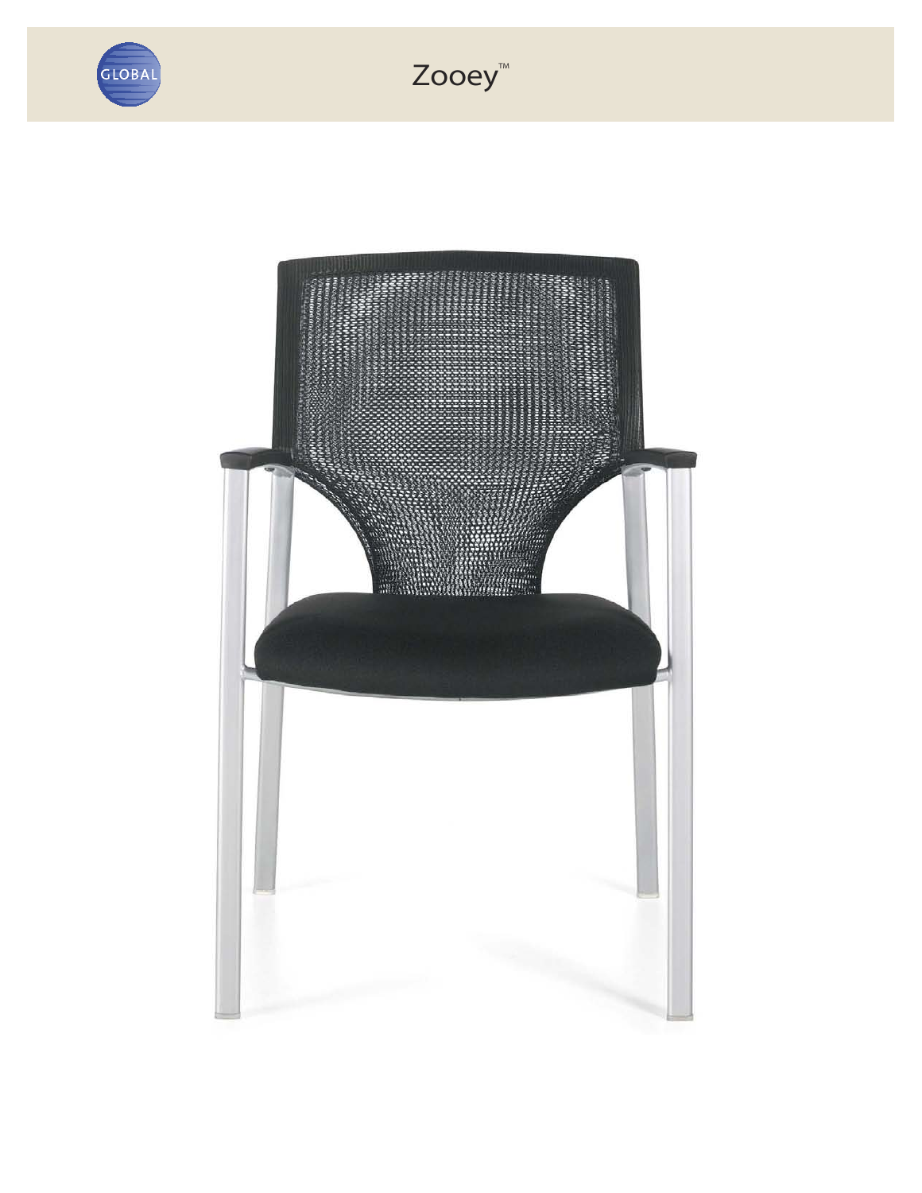# Zooey™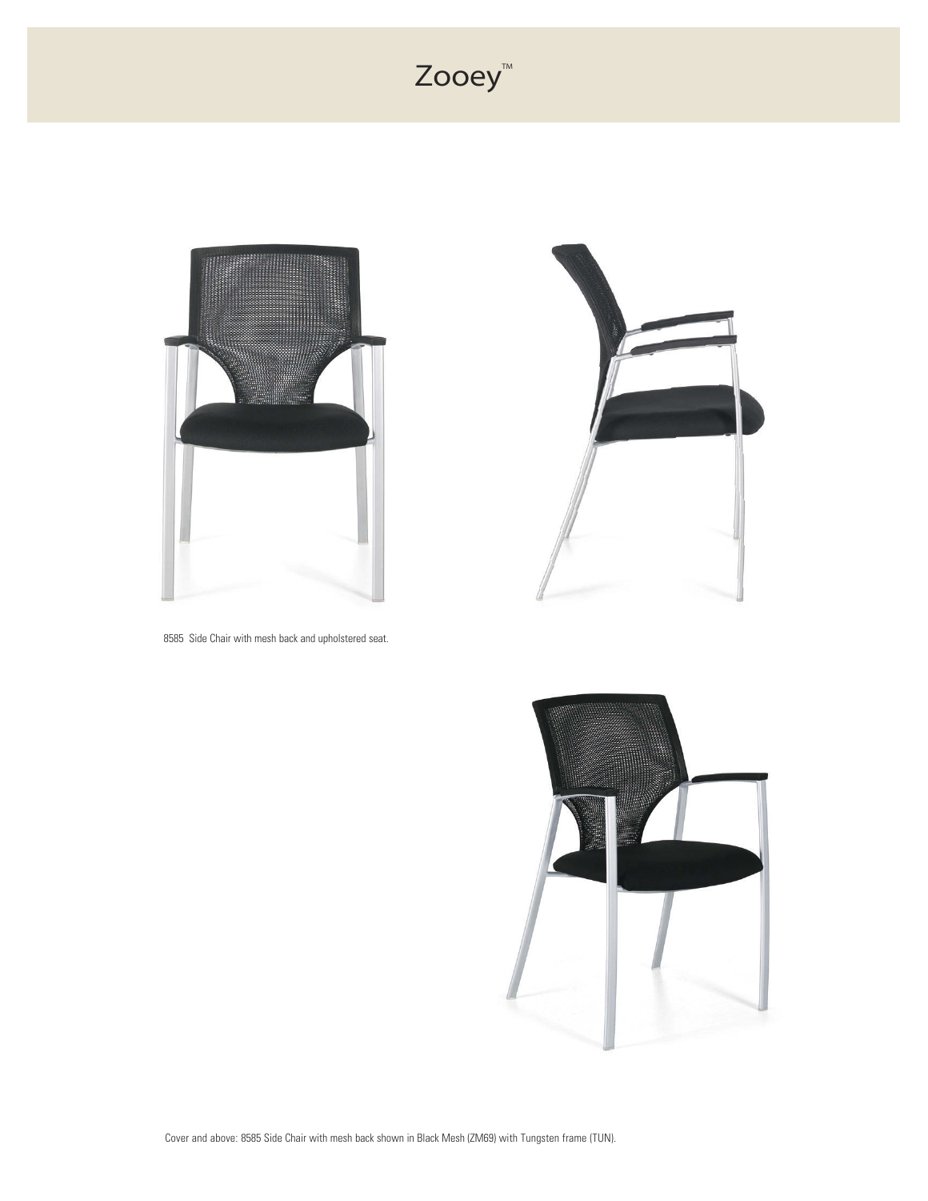# Zooey™

8585 Side Chair with mesh back and upholstered seat.

Cover and above: 8585 Side Chair with mesh back shown in Black Mesh (ZM69) with Tungsten frame (TUN).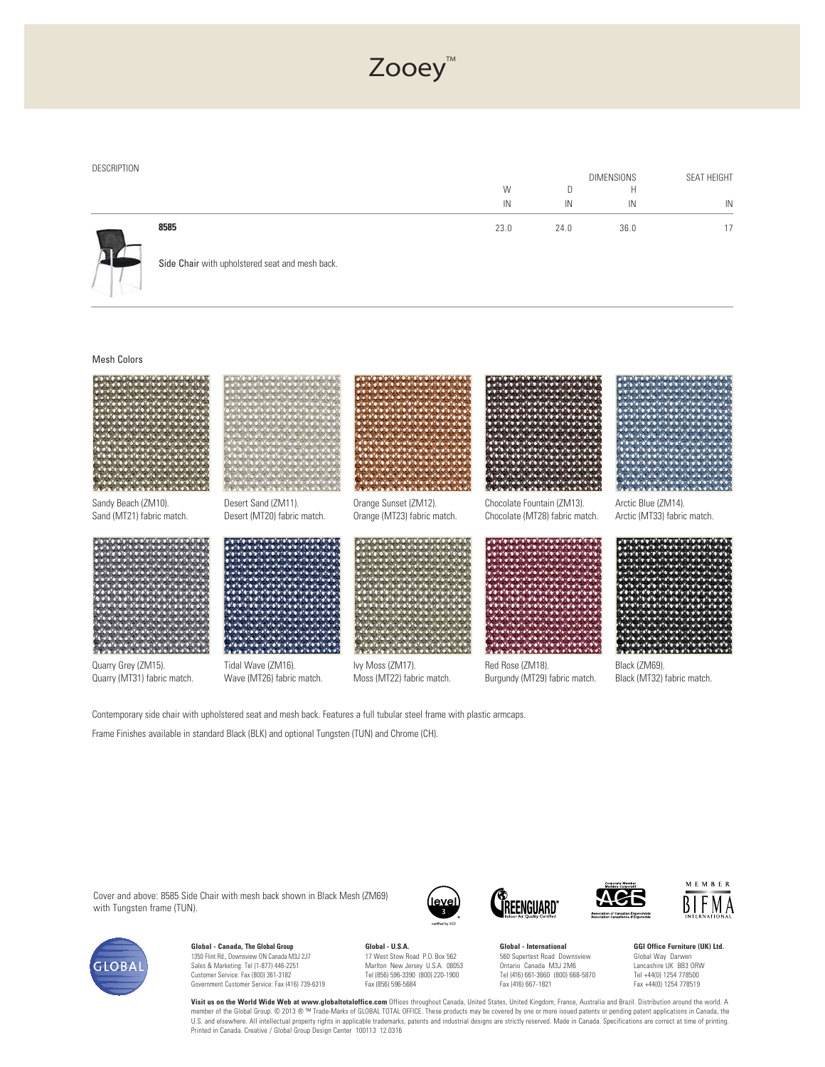# Zooey™

| DESCRIPTION | | DIMENSIONS W IN | D IN | H IN | SEAT HEIGHT IN |
|---|---|---|---|---|---|
| **8585** | Side Chair with upholstered seat and mesh back. | 23.0 | 24.0 | 36.0 | 17 |

## Mesh Colors

Sandy Beach (ZM10). Sand (MT21) fabric match.

Desert Sand (ZM11). Desert (MT20) fabric match.

Orange Sunset (ZM12). Orange (MT23) fabric match.

Chocolate Fountain (ZM13). Chocolate (MT28) fabric match.

Arctic Blue (ZM14). Arctic (MT33) fabric match.

Quarry Grey (ZM15). Quarry (MT31) fabric match.

Tidal Wave (ZM16). Wave (MT26) fabric match.

Ivy Moss (ZM17). Moss (MT22) fabric match.

Red Rose (ZM18). Burgundy (MT29) fabric match.

Black (ZM69). Black (MT32) fabric match.

Contemporary side chair with upholstered seat and mesh back. Features a full tubular steel frame with plastic armcaps.

Frame Finishes available in standard Black (BLK) and optional Tungsten (TUN) and Chrome (CH).

Cover and above: 8585 Side Chair with mesh back shown in Black Mesh (ZM69) with Tungsten frame (TUN).

**Global - Canada, The Global Group**
1350 Flint Rd., Downsview ON Canada M3J 2J7
Sales & Marketing: Tel (1-877) 446-2251
Customer Service: Fax (800) 361-3182
Government Customer Service: Fax (416) 739-6319

**Global - U.S.A.**
17 West Stow Road P.O. Box 562
Marlton New Jersey U.S.A. 08053
Tel (856) 596-3390 (800) 220-1900
Fax (856) 596-5684

**Global - International**
560 Supertest Road Downsview
Ontario Canada M3J 2M6
Tel (416) 661-3660 (800) 668-5870
Fax (416) 667-1821

**GGI Office Furniture (UK) Ltd.**
Global Way Darwen
Lancashire UK BB3 0RW
Tel +44(0) 1254 778500
Fax +44(0) 1254 778519

**Visit us on the World Wide Web at www.globaltotaloffice.com** Offices throughout Canada, United States, United Kingdom, France, Australia and Brazil. Distribution around the world. A member of the Global Group. © 2013 ® ™ Trade-Marks of GLOBAL TOTAL OFFICE. These products may be covered by one or more issued patents or pending patent applications in Canada, the U.S. and elsewhere. All intellectual property rights in applicable trademarks, patents and industrial designs are strictly reserved. Made in Canada. Specifications are correct at time of printing. Printed in Canada. Creative / Global Group Design Center 100113 12.0316